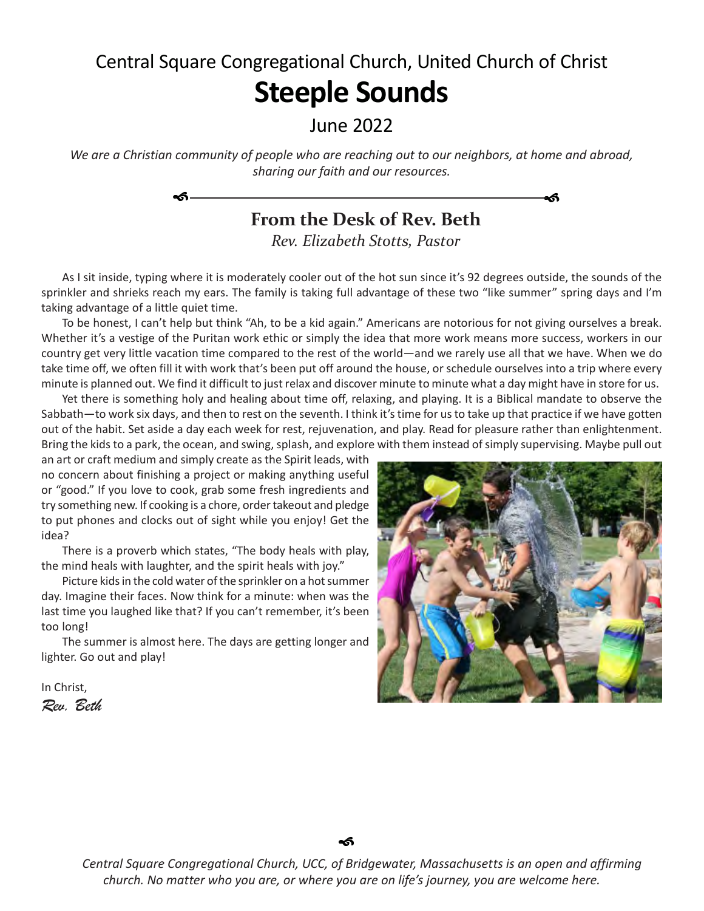Central Square Congregational Church, United Church of Christ

# Steeple Sounds

June 2022

*We are a Christian community of people who are reaching out to our neighbors, at home and abroad, sharing our faith and our resources.*

## From the Desk of Rev. Beth

*Rev. Elizabeth Stotts, Pastor*

As I sit inside, typing where it is moderately cooler out of the hot sun since it's 92 degrees outside, the sounds of the sprinkler and shrieks reach my ears. The family is taking full advantage of these two "like summer" spring days and I'm taking advantage of a little quiet time.

To be honest, I can't help but think "Ah, to be a kid again." Americans are notorious for not giving ourselves a break. Whether it's a vestige of the Puritan work ethic or simply the idea that more work means more success, workers in our country get very little vacation time compared to the rest of the world—and we rarely use all that we have. When we do take time off, we often fill it with work that's been put off around the house, or schedule ourselves into a trip where every minute is planned out. We find it difficult to just relax and discover minute to minute what a day might have in store for us.

Yet there is something holy and healing about time off, relaxing, and playing. It is a Biblical mandate to observe the Sabbath—to work six days, and then to rest on the seventh. I think it's time for us to take up that practice if we have gotten out of the habit. Set aside a day each week for rest, rejuvenation, and play. Read for pleasure rather than enlightenment. Bring the kids to a park, the ocean, and swing, splash, and explore with them instead of simply supervising. Maybe pull out an art or craft medium and simply create as the Spirit leads, with no concern about finishing a project or making anything useful or "good." If you love to cook, grab some fresh ingredients and try something new. If cooking is a chore, order takeout and pledge to put phones and clocks out of sight while you enjoy! Get the idea?

There is a proverb which states, "The body heals with play, the mind heals with laughter, and the spirit heals with joy."

Picture kids in the cold water of the sprinkler on a hot summer day. Imagine their faces. Now think for a minute: when was the last time you laughed like that? If you can't remember, it's been too long!

The summer is almost here. The days are getting longer and lighter. Go out and play!

In Christ,
*Rev. Beth*

*Central Square Congregational Church, UCC, of Bridgewater, Massachusetts is an open and affirming church. No matter who you are, or where you are on life's journey, you are welcome here.*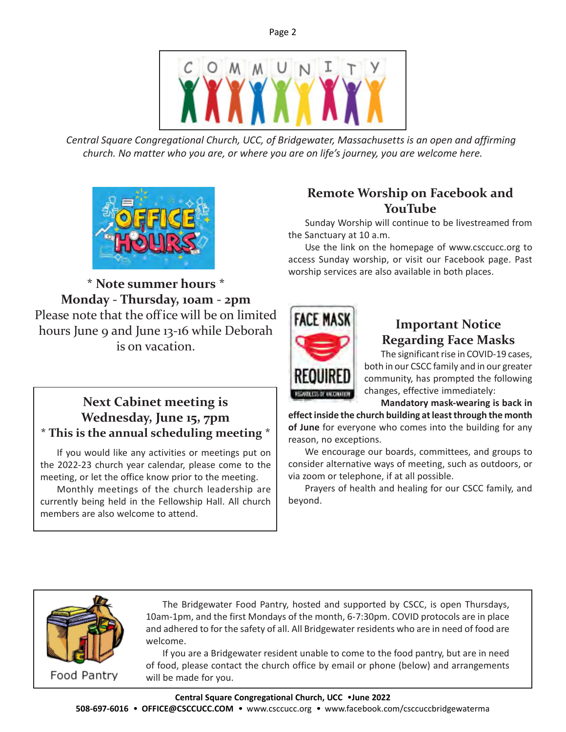*Central Square Congregational Church, UCC, of Bridgewater, Massachusetts is an open and affirming church. No matter who you are, or where you are on life's journey, you are welcome here.*

**\* Note summer hours \***

**Monday - Thursday, 10am - 2pm**

Please note that the office will be on limited hours June 9 and June 13-16 while Deborah is on vacation.

## Next Cabinet meeting is Wednesday, June 15, 7pm

**\* This is the annual scheduling meeting \***

If you would like any activities or meetings put on the 2022-23 church year calendar, please come to the meeting, or let the office know prior to the meeting.

Monthly meetings of the church leadership are currently being held in the Fellowship Hall. All church members are also welcome to attend.

## Remote Worship on Facebook and YouTube

Sunday Worship will continue to be livestreamed from the Sanctuary at 10 a.m.

Use the link on the homepage of www.csccucc.org to access Sunday worship, or visit our Facebook page. Past worship services are also available in both places.

## Important Notice Regarding Face Masks

The significant rise in COVID-19 cases, both in our CSCC family and in our greater community, has prompted the following changes, effective immediately:

**Mandatory mask-wearing is back in effect inside the church building at least through the month of June** for everyone who comes into the building for any reason, no exceptions.

We encourage our boards, committees, and groups to consider alternative ways of meeting, such as outdoors, or via zoom or telephone, if at all possible.

Prayers of health and healing for our CSCC family, and beyond.

Food Pantry

The Bridgewater Food Pantry, hosted and supported by CSCC, is open Thursdays, 10am-1pm, and the first Mondays of the month, 6-7:30pm. COVID protocols are in place and adhered to for the safety of all. All Bridgewater residents who are in need of food are welcome.

If you are a Bridgewater resident unable to come to the food pantry, but are in need of food, please contact the church office by email or phone (below) and arrangements will be made for you.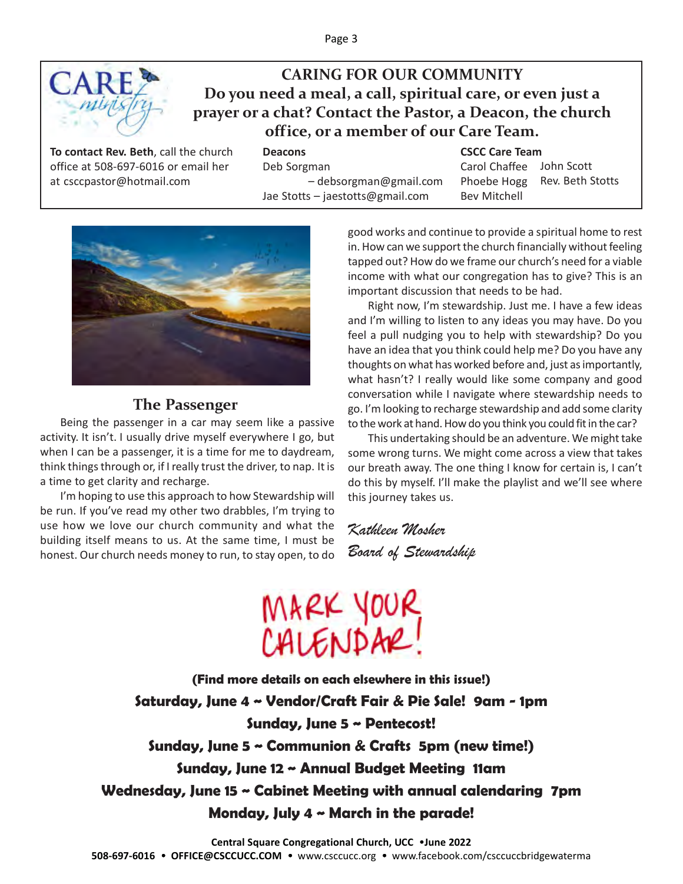## CARING FOR OUR COMMUNITY

**Do you need a meal, a call, spiritual care, or even just a prayer or a chat? Contact the Pastor, a Deacon, the church office, or a member of our Care Team.**

**To contact Rev. Beth**, call the church office at 508-697-6016 or email her at csccpastor@hotmail.com

**Deacons**
Deb Sorgman – debsorgman@gmail.com
Jae Stotts – jaestotts@gmail.com

**CSCC Care Team**
Carol Chaffee
Phoebe Hogg
Bev Mitchell
John Scott
Rev. Beth Stotts

## The Passenger

Being the passenger in a car may seem like a passive activity. It isn't. I usually drive myself everywhere I go, but when I can be a passenger, it is a time for me to daydream, think things through or, if I really trust the driver, to nap. It is a time to get clarity and recharge.

I'm hoping to use this approach to how Stewardship will be run. If you've read my other two drabbles, I'm trying to use how we love our church community and what the building itself means to us. At the same time, I must be honest. Our church needs money to run, to stay open, to do good works and continue to provide a spiritual home to rest in. How can we support the church financially without feeling tapped out? How do we frame our church's need for a viable income with what our congregation has to give? This is an important discussion that needs to be had.

Right now, I'm stewardship. Just me. I have a few ideas and I'm willing to listen to any ideas you may have. Do you feel a pull nudging you to help with stewardship? Do you have an idea that you think could help me? Do you have any thoughts on what has worked before and, just as importantly, what hasn't? I really would like some company and good conversation while I navigate where stewardship needs to go. I'm looking to recharge stewardship and add some clarity to the work at hand. How do you think you could fit in the car?

This undertaking should be an adventure. We might take some wrong turns. We might come across a view that takes our breath away. The one thing I know for certain is, I can't do this by myself. I'll make the playlist and we'll see where this journey takes us.

*Kathleen Mosher*
*Board of Stewardship*

## MARK YOUR CALENDAR!

**(Find more details on each elsewhere in this issue!)**

**Saturday, June 4 ~ Vendor/Craft Fair & Pie Sale! 9am - 1pm**

**Sunday, June 5 ~ Pentecost!**

**Sunday, June 5 ~ Communion & Crafts 5pm (new time!)**

**Sunday, June 12 ~ Annual Budget Meeting 11am**

**Wednesday, June 15 ~ Cabinet Meeting with annual calendaring 7pm**

**Monday, July 4 ~ March in the parade!**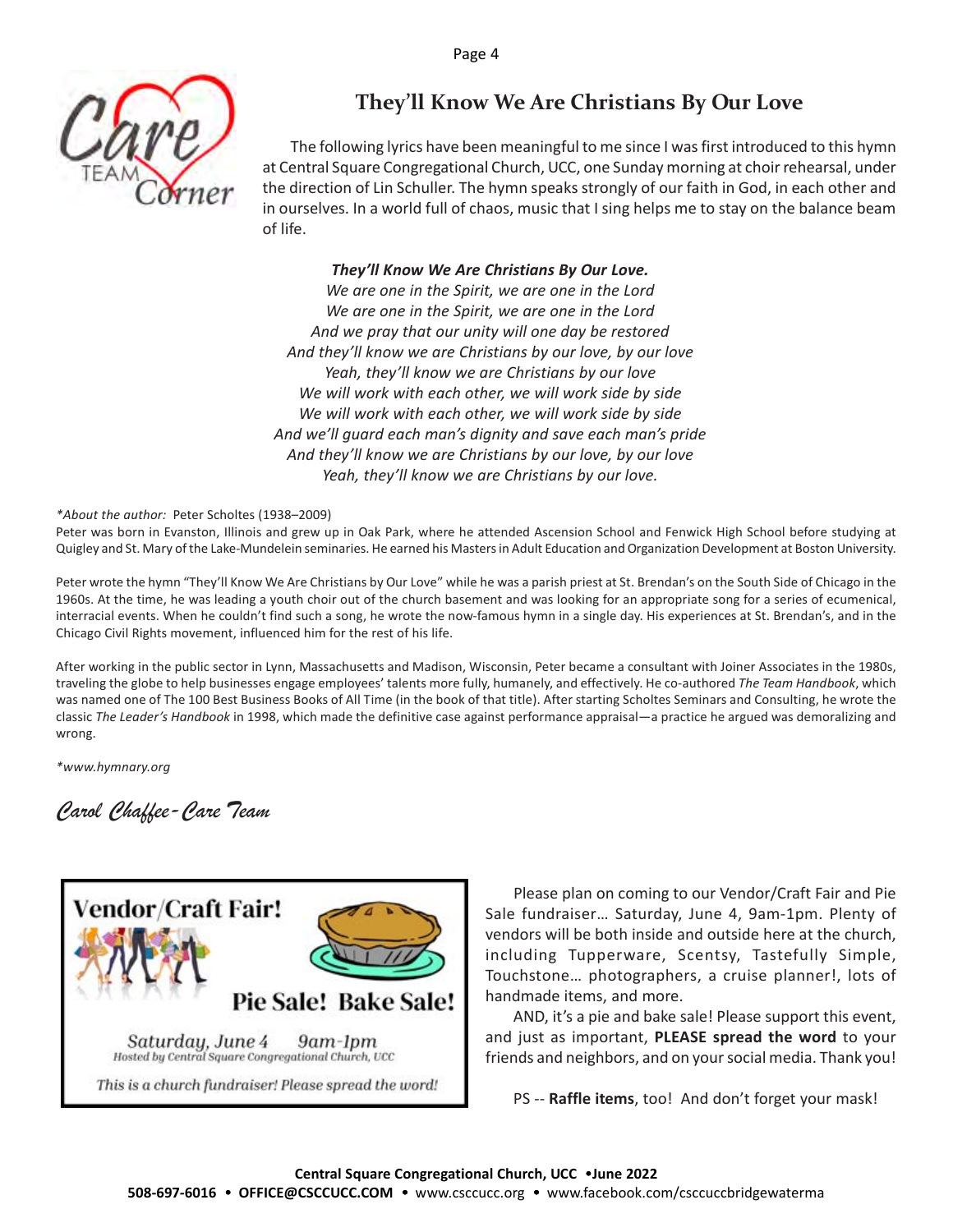Care TEAM Corner

## They'll Know We Are Christians By Our Love

The following lyrics have been meaningful to me since I was first introduced to this hymn at Central Square Congregational Church, UCC, one Sunday morning at choir rehearsal, under the direction of Lin Schuller. The hymn speaks strongly of our faith in God, in each other and in ourselves. In a world full of chaos, music that I sing helps me to stay on the balance beam of life.

***They'll Know We Are Christians By Our Love.***
*We are one in the Spirit, we are one in the Lord*
*We are one in the Spirit, we are one in the Lord*
*And we pray that our unity will one day be restored*
*And they'll know we are Christians by our love, by our love*
*Yeah, they'll know we are Christians by our love*
*We will work with each other, we will work side by side*
*We will work with each other, we will work side by side*
*And we'll guard each man's dignity and save each man's pride*
*And they'll know we are Christians by our love, by our love*
*Yeah, they'll know we are Christians by our love.*

*\*About the author:* Peter Scholtes (1938–2009)
Peter was born in Evanston, Illinois and grew up in Oak Park, where he attended Ascension School and Fenwick High School before studying at Quigley and St. Mary of the Lake-Mundelein seminaries. He earned his Masters in Adult Education and Organization Development at Boston University.

Peter wrote the hymn "They'll Know We Are Christians by Our Love" while he was a parish priest at St. Brendan's on the South Side of Chicago in the 1960s. At the time, he was leading a youth choir out of the church basement and was looking for an appropriate song for a series of ecumenical, interracial events. When he couldn't find such a song, he wrote the now-famous hymn in a single day. His experiences at St. Brendan's, and in the Chicago Civil Rights movement, influenced him for the rest of his life.

After working in the public sector in Lynn, Massachusetts and Madison, Wisconsin, Peter became a consultant with Joiner Associates in the 1980s, traveling the globe to help businesses engage employees' talents more fully, humanely, and effectively. He co-authored *The Team Handbook*, which was named one of The 100 Best Business Books of All Time (in the book of that title). After starting Scholtes Seminars and Consulting, he wrote the classic *The Leader's Handbook* in 1998, which made the definitive case against performance appraisal—a practice he argued was demoralizing and wrong.

*\*www.hymnary.org*

*Carol Chaffee-Care Team*

**Vendor/Craft Fair!**

**Pie Sale! Bake Sale!**

*Saturday, June 4 9am-1pm*
*Hosted by Central Square Congregational Church, UCC*

*This is a church fundraiser! Please spread the word!*

Please plan on coming to our Vendor/Craft Fair and Pie Sale fundraiser… Saturday, June 4, 9am-1pm. Plenty of vendors will be both inside and outside here at the church, including Tupperware, Scentsy, Tastefully Simple, Touchstone… photographers, a cruise planner!, lots of handmade items, and more.

AND, it's a pie and bake sale! Please support this event, and just as important, **PLEASE spread the word** to your friends and neighbors, and on your social media. Thank you!

PS -- **Raffle items**, too! And don't forget your mask!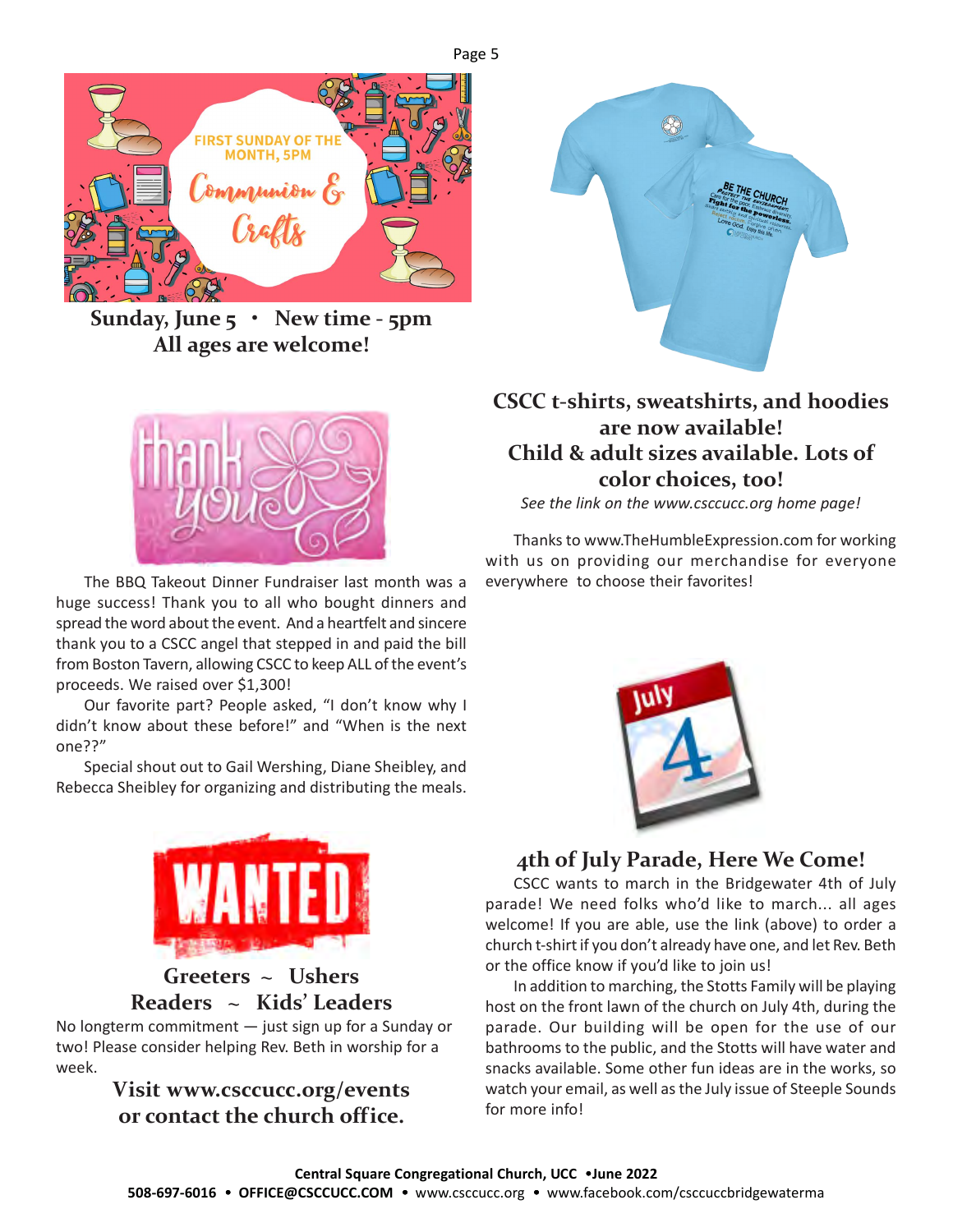FIRST SUNDAY OF THE MONTH, 5PM

Communion & Crafts

**Sunday, June 5 • New time - 5pm**
**All ages are welcome!**

thank you

The BBQ Takeout Dinner Fundraiser last month was a huge success! Thank you to all who bought dinners and spread the word about the event. And a heartfelt and sincere thank you to a CSCC angel that stepped in and paid the bill from Boston Tavern, allowing CSCC to keep ALL of the event's proceeds. We raised over $1,300!

Our favorite part? People asked, "I don't know why I didn't know about these before!" and "When is the next one??"

Special shout out to Gail Wershing, Diane Sheibley, and Rebecca Sheibley for organizing and distributing the meals.

WANTED

## Greeters ~ Ushers
## Readers ~ Kids' Leaders

No longterm commitment — just sign up for a Sunday or two! Please consider helping Rev. Beth in worship for a week.

**Visit www.csccucc.org/events or contact the church office.**

## CSCC t-shirts, sweatshirts, and hoodies are now available! Child & adult sizes available. Lots of color choices, too!

*See the link on the www.csccucc.org home page!*

Thanks to www.TheHumbleExpression.com for working with us on providing our merchandise for everyone everywhere to choose their favorites!

July 4

## 4th of July Parade, Here We Come!

CSCC wants to march in the Bridgewater 4th of July parade! We need folks who'd like to march... all ages welcome! If you are able, use the link (above) to order a church t-shirt if you don't already have one, and let Rev. Beth or the office know if you'd like to join us!

In addition to marching, the Stotts Family will be playing host on the front lawn of the church on July 4th, during the parade. Our building will be open for the use of our bathrooms to the public, and the Stotts will have water and snacks available. Some other fun ideas are in the works, so watch your email, as well as the July issue of Steeple Sounds for more info!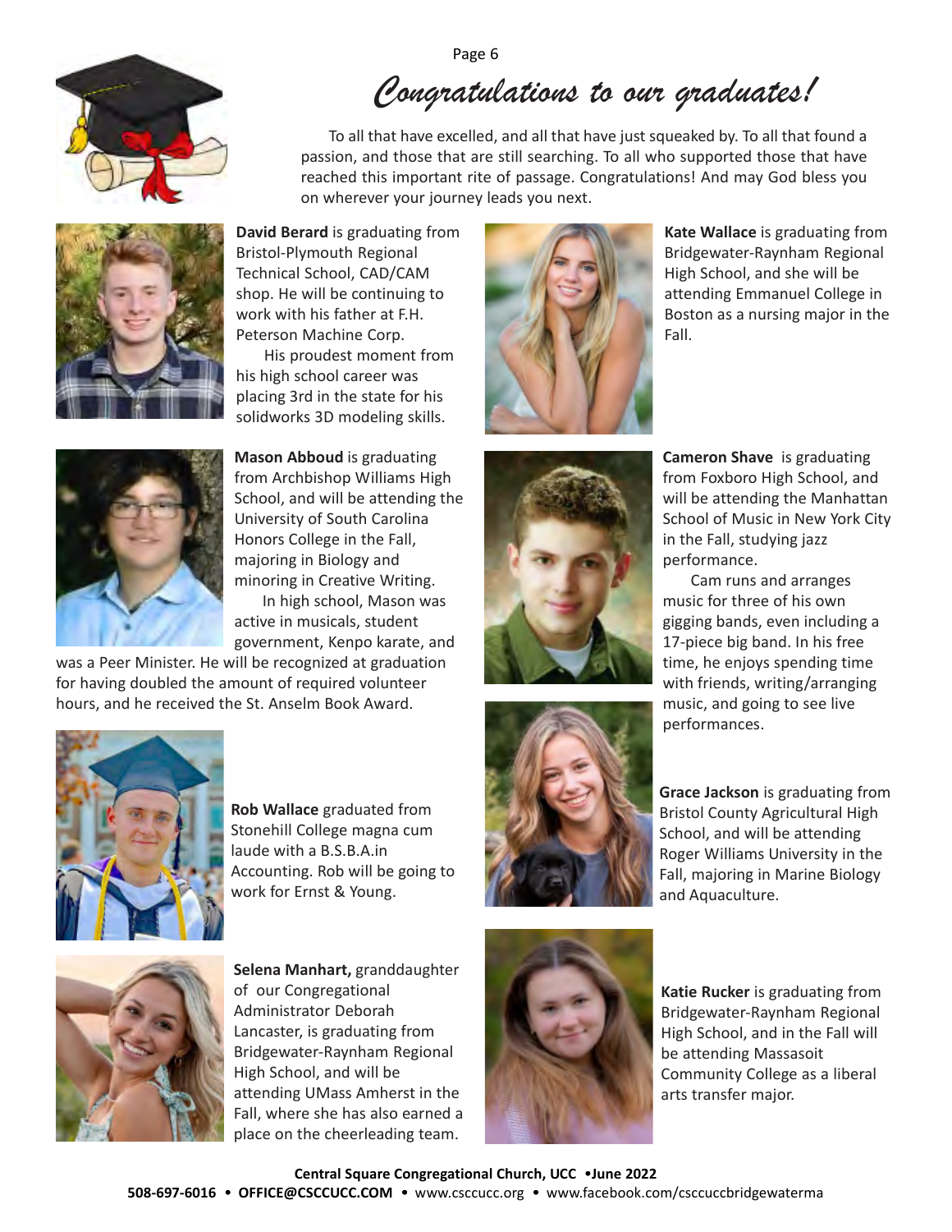# *Congratulations to our graduates!*

To all that have excelled, and all that have just squeaked by. To all that found a passion, and those that are still searching. To all who supported those that have reached this important rite of passage. Congratulations! And may God bless you on wherever your journey leads you next.

**David Berard** is graduating from Bristol-Plymouth Regional Technical School, CAD/CAM shop. He will be continuing to work with his father at F.H. Peterson Machine Corp.

His proudest moment from his high school career was placing 3rd in the state for his solidworks 3D modeling skills.

**Mason Abboud** is graduating from Archbishop Williams High School, and will be attending the University of South Carolina Honors College in the Fall, majoring in Biology and minoring in Creative Writing.

In high school, Mason was active in musicals, student government, Kenpo karate, and was a Peer Minister. He will be recognized at graduation for having doubled the amount of required volunteer hours, and he received the St. Anselm Book Award.

**Rob Wallace** graduated from Stonehill College magna cum laude with a B.S.B.A.in Accounting. Rob will be going to work for Ernst & Young.

**Selena Manhart,** granddaughter of our Congregational Administrator Deborah Lancaster, is graduating from Bridgewater-Raynham Regional High School, and will be attending UMass Amherst in the Fall, where she has also earned a place on the cheerleading team.

**Kate Wallace** is graduating from Bridgewater-Raynham Regional High School, and she will be attending Emmanuel College in Boston as a nursing major in the Fall.

**Cameron Shave** is graduating from Foxboro High School, and will be attending the Manhattan School of Music in New York City in the Fall, studying jazz performance.

Cam runs and arranges music for three of his own gigging bands, even including a 17-piece big band. In his free time, he enjoys spending time with friends, writing/arranging music, and going to see live performances.

**Grace Jackson** is graduating from Bristol County Agricultural High School, and will be attending Roger Williams University in the Fall, majoring in Marine Biology and Aquaculture.

**Katie Rucker** is graduating from Bridgewater-Raynham Regional High School, and in the Fall will be attending Massasoit Community College as a liberal arts transfer major.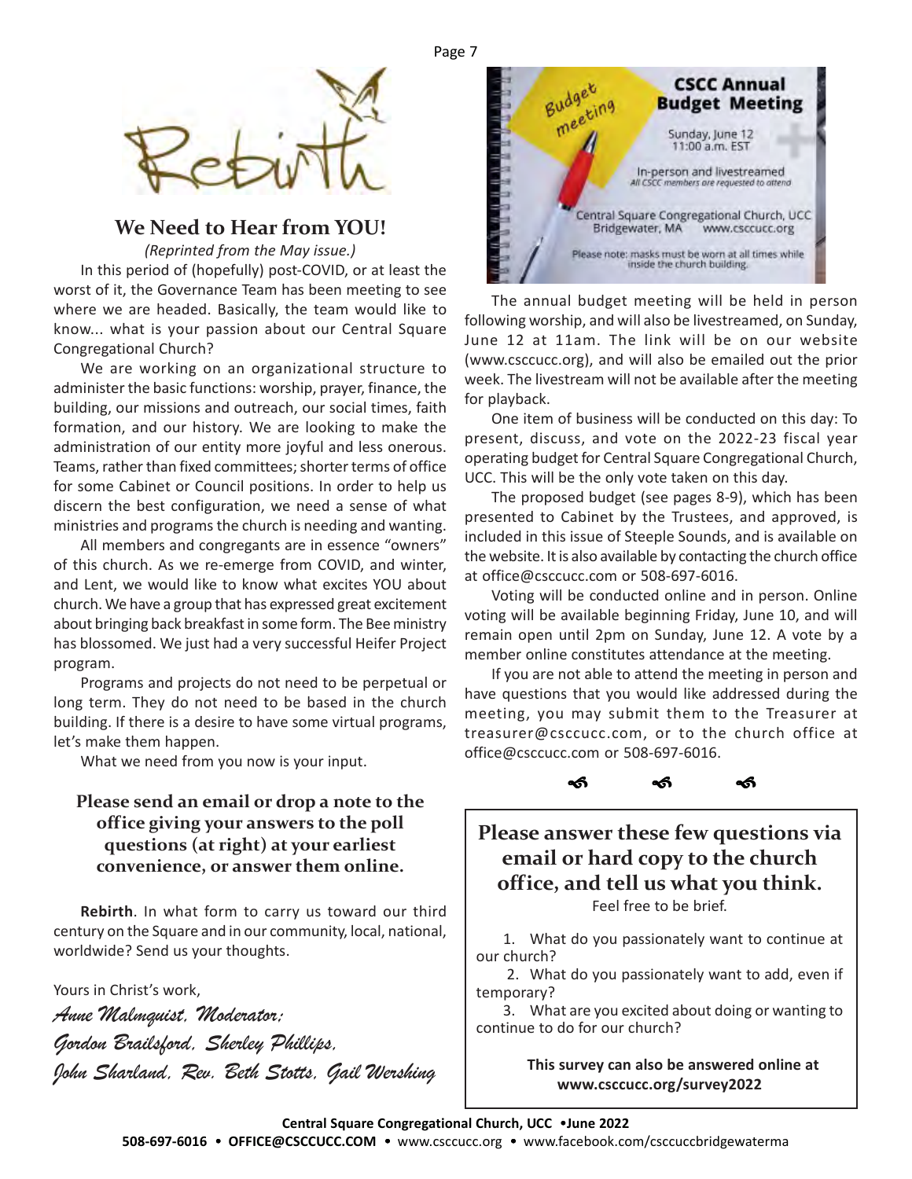Rebirth

## We Need to Hear from YOU!

*(Reprinted from the May issue.)*

In this period of (hopefully) post-COVID, or at least the worst of it, the Governance Team has been meeting to see where we are headed. Basically, the team would like to know... what is your passion about our Central Square Congregational Church?

We are working on an organizational structure to administer the basic functions: worship, prayer, finance, the building, our missions and outreach, our social times, faith formation, and our history. We are looking to make the administration of our entity more joyful and less onerous. Teams, rather than fixed committees; shorter terms of office for some Cabinet or Council positions. In order to help us discern the best configuration, we need a sense of what ministries and programs the church is needing and wanting.

All members and congregants are in essence "owners" of this church. As we re-emerge from COVID, and winter, and Lent, we would like to know what excites YOU about church. We have a group that has expressed great excitement about bringing back breakfast in some form. The Bee ministry has blossomed. We just had a very successful Heifer Project program.

Programs and projects do not need to be perpetual or long term. They do not need to be based in the church building. If there is a desire to have some virtual programs, let's make them happen.

What we need from you now is your input.

**Please send an email or drop a note to the office giving your answers to the poll questions (at right) at your earliest convenience, or answer them online.**

**Rebirth**. In what form to carry us toward our third century on the Square and in our community, local, national, worldwide? Send us your thoughts.

Yours in Christ's work,

*Anne Malmquist, Moderator;*
*Gordon Brailsford, Sherley Phillips,*
*John Sharland, Rev. Beth Stotts, Gail Wershing*

Budget meeting

**CSCC Annual Budget Meeting**

Sunday, June 12
11:00 a.m. EST

In-person and livestreamed
*All CSCC members are requested to attend*

Central Square Congregational Church, UCC
Bridgewater, MA www.csccucc.org

Please note: masks must be worn at all times while inside the church building.

The annual budget meeting will be held in person following worship, and will also be livestreamed, on Sunday, June 12 at 11am. The link will be on our website (www.csccucc.org), and will also be emailed out the prior week. The livestream will not be available after the meeting for playback.

One item of business will be conducted on this day: To present, discuss, and vote on the 2022-23 fiscal year operating budget for Central Square Congregational Church, UCC. This will be the only vote taken on this day.

The proposed budget (see pages 8-9), which has been presented to Cabinet by the Trustees, and approved, is included in this issue of Steeple Sounds, and is available on the website. It is also available by contacting the church office at office@csccucc.com or 508-697-6016.

Voting will be conducted online and in person. Online voting will be available beginning Friday, June 10, and will remain open until 2pm on Sunday, June 12. A vote by a member online constitutes attendance at the meeting.

If you are not able to attend the meeting in person and have questions that you would like addressed during the meeting, you may submit them to the Treasurer at treasurer@csccucc.com, or to the church office at office@csccucc.com or 508-697-6016.

## Please answer these few questions via email or hard copy to the church office, and tell us what you think.

Feel free to be brief.

1. What do you passionately want to continue at our church?
2. What do you passionately want to add, even if temporary?
3. What are you excited about doing or wanting to continue to do for our church?

**This survey can also be answered online at www.csccucc.org/survey2022**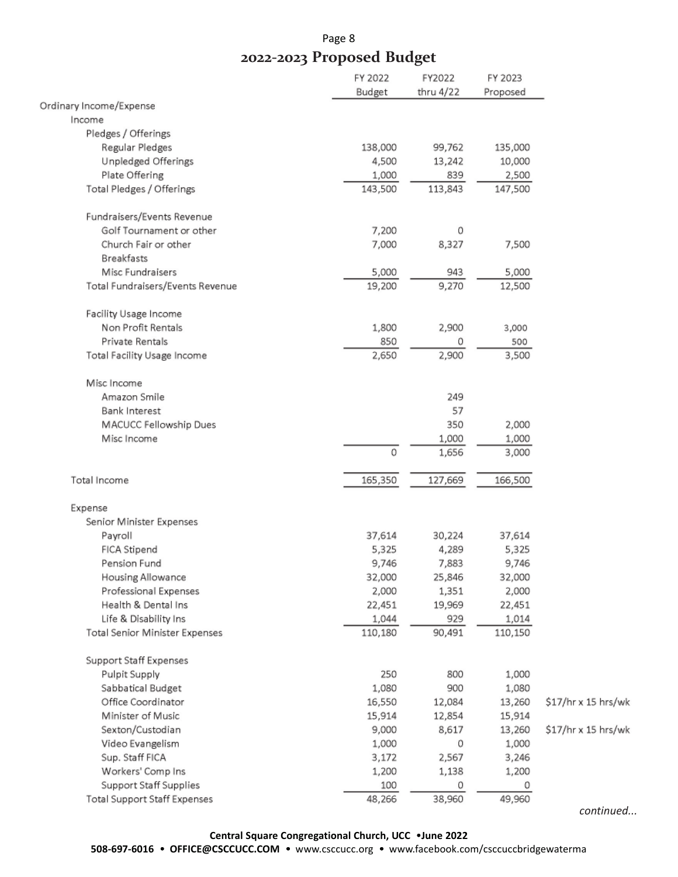# 2022-2023 Proposed Budget

| | FY 2022 Budget | FY2022 thru 4/22 | FY 2023 Proposed | |
|---|---|---|---|---|
| Ordinary Income/Expense | | | | |
| Income | | | | |
| Pledges / Offerings | | | | |
| Regular Pledges | 138,000 | 99,762 | 135,000 | |
| Unpledged Offerings | 4,500 | 13,242 | 10,000 | |
| Plate Offering | 1,000 | 839 | 2,500 | |
| Total Pledges / Offerings | 143,500 | 113,843 | 147,500 | |
| Fundraisers/Events Revenue | | | | |
| Golf Tournament or other | 7,200 | 0 | | |
| Church Fair or other | 7,000 | 8,327 | 7,500 | |
| Breakfasts | | | | |
| Misc Fundraisers | 5,000 | 943 | 5,000 | |
| Total Fundraisers/Events Revenue | 19,200 | 9,270 | 12,500 | |
| Facility Usage Income | | | | |
| Non Profit Rentals | 1,800 | 2,900 | 3,000 | |
| Private Rentals | 850 | 0 | 500 | |
| Total Facility Usage Income | 2,650 | 2,900 | 3,500 | |
| Misc Income | | | | |
| Amazon Smile | | 249 | | |
| Bank Interest | | 57 | | |
| MACUCC Fellowship Dues | | 350 | 2,000 | |
| Misc Income | | 1,000 | 1,000 | |
| | 0 | 1,656 | 3,000 | |
| Total Income | 165,350 | 127,669 | 166,500 | |
| Expense | | | | |
| Senior Minister Expenses | | | | |
| Payroll | 37,614 | 30,224 | 37,614 | |
| FICA Stipend | 5,325 | 4,289 | 5,325 | |
| Pension Fund | 9,746 | 7,883 | 9,746 | |
| Housing Allowance | 32,000 | 25,846 | 32,000 | |
| Professional Expenses | 2,000 | 1,351 | 2,000 | |
| Health & Dental Ins | 22,451 | 19,969 | 22,451 | |
| Life & Disability Ins | 1,044 | 929 | 1,014 | |
| Total Senior Minister Expenses | 110,180 | 90,491 | 110,150 | |
| Support Staff Expenses | | | | |
| Pulpit Supply | 250 | 800 | 1,000 | |
| Sabbatical Budget | 1,080 | 900 | 1,080 | |
| Office Coordinator | 16,550 | 12,084 | 13,260 | $17/hr x 15 hrs/wk |
| Minister of Music | 15,914 | 12,854 | 15,914 | |
| Sexton/Custodian | 9,000 | 8,617 | 13,260 | $17/hr x 15 hrs/wk |
| Video Evangelism | 1,000 | 0 | 1,000 | |
| Sup. Staff FICA | 3,172 | 2,567 | 3,246 | |
| Workers' Comp Ins | 1,200 | 1,138 | 1,200 | |
| Support Staff Supplies | 100 | 0 | 0 | |
| Total Support Staff Expenses | 48,266 | 38,960 | 49,960 | |

*continued...*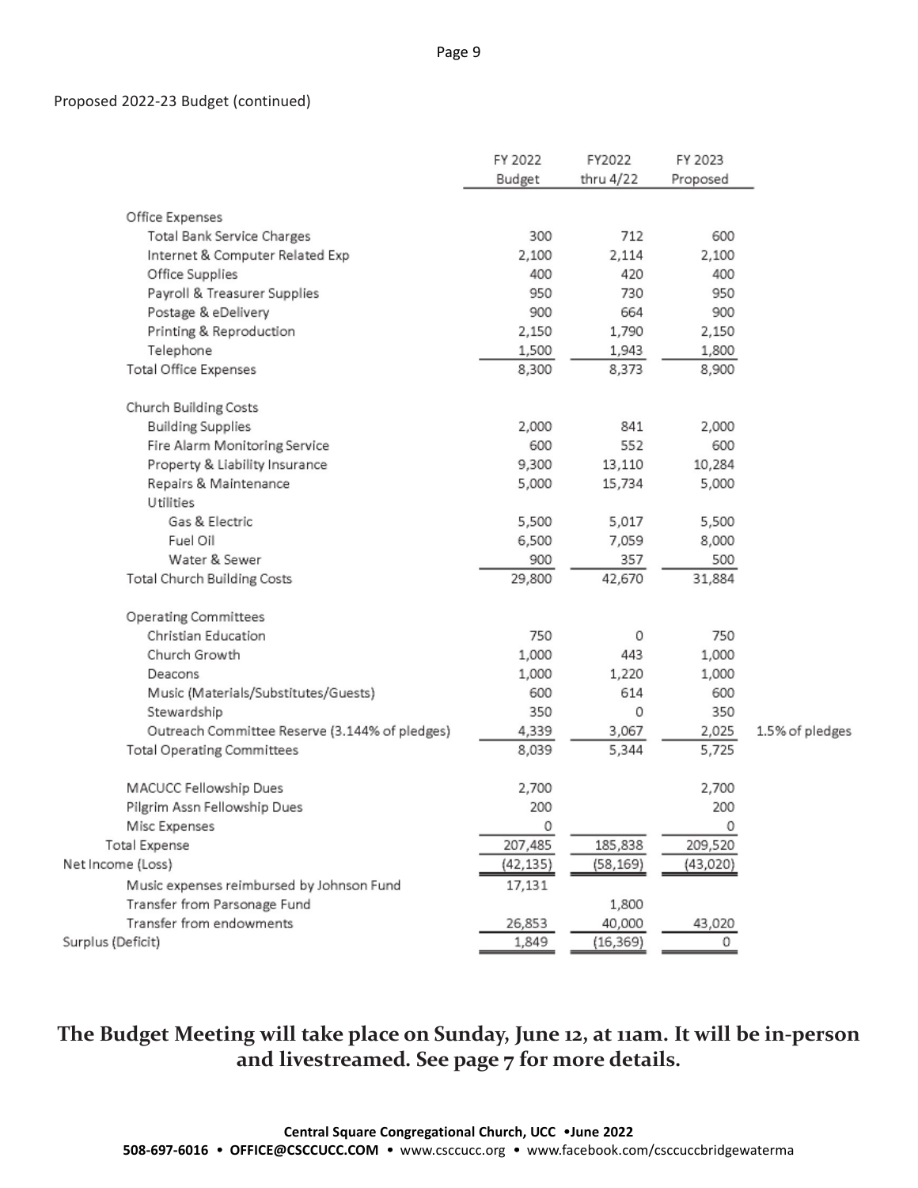Proposed 2022-23 Budget (continued)

| | FY 2022 Budget | FY2022 thru 4/22 | FY 2023 Proposed | |
|---|---|---|---|---|
| Office Expenses | | | | |
| Total Bank Service Charges | 300 | 712 | 600 | |
| Internet & Computer Related Exp | 2,100 | 2,114 | 2,100 | |
| Office Supplies | 400 | 420 | 400 | |
| Payroll & Treasurer Supplies | 950 | 730 | 950 | |
| Postage & eDelivery | 900 | 664 | 900 | |
| Printing & Reproduction | 2,150 | 1,790 | 2,150 | |
| Telephone | 1,500 | 1,943 | 1,800 | |
| Total Office Expenses | 8,300 | 8,373 | 8,900 | |
| Church Building Costs | | | | |
| Building Supplies | 2,000 | 841 | 2,000 | |
| Fire Alarm Monitoring Service | 600 | 552 | 600 | |
| Property & Liability Insurance | 9,300 | 13,110 | 10,284 | |
| Repairs & Maintenance | 5,000 | 15,734 | 5,000 | |
| Utilities | | | | |
| Gas & Electric | 5,500 | 5,017 | 5,500 | |
| Fuel Oil | 6,500 | 7,059 | 8,000 | |
| Water & Sewer | 900 | 357 | 500 | |
| Total Church Building Costs | 29,800 | 42,670 | 31,884 | |
| Operating Committees | | | | |
| Christian Education | 750 | 0 | 750 | |
| Church Growth | 1,000 | 443 | 1,000 | |
| Deacons | 1,000 | 1,220 | 1,000 | |
| Music (Materials/Substitutes/Guests) | 600 | 614 | 600 | |
| Stewardship | 350 | 0 | 350 | |
| Outreach Committee Reserve (3.144% of pledges) | 4,339 | 3,067 | 2,025 | 1.5% of pledges |
| Total Operating Committees | 8,039 | 5,344 | 5,725 | |
| MACUCC Fellowship Dues | 2,700 | | 2,700 | |
| Pilgrim Assn Fellowship Dues | 200 | | 200 | |
| Misc Expenses | 0 | | 0 | |
| Total Expense | 207,485 | 185,838 | 209,520 | |
| Net Income (Loss) | (42,135) | (58,169) | (43,020) | |
| Music expenses reimbursed by Johnson Fund | 17,131 | | | |
| Transfer from Parsonage Fund | | 1,800 | | |
| Transfer from endowments | 26,853 | 40,000 | 43,020 | |
| Surplus (Deficit) | 1,849 | (16,369) | 0 | |

**The Budget Meeting will take place on Sunday, June 12, at 11am. It will be in-person and livestreamed. See page 7 for more details.**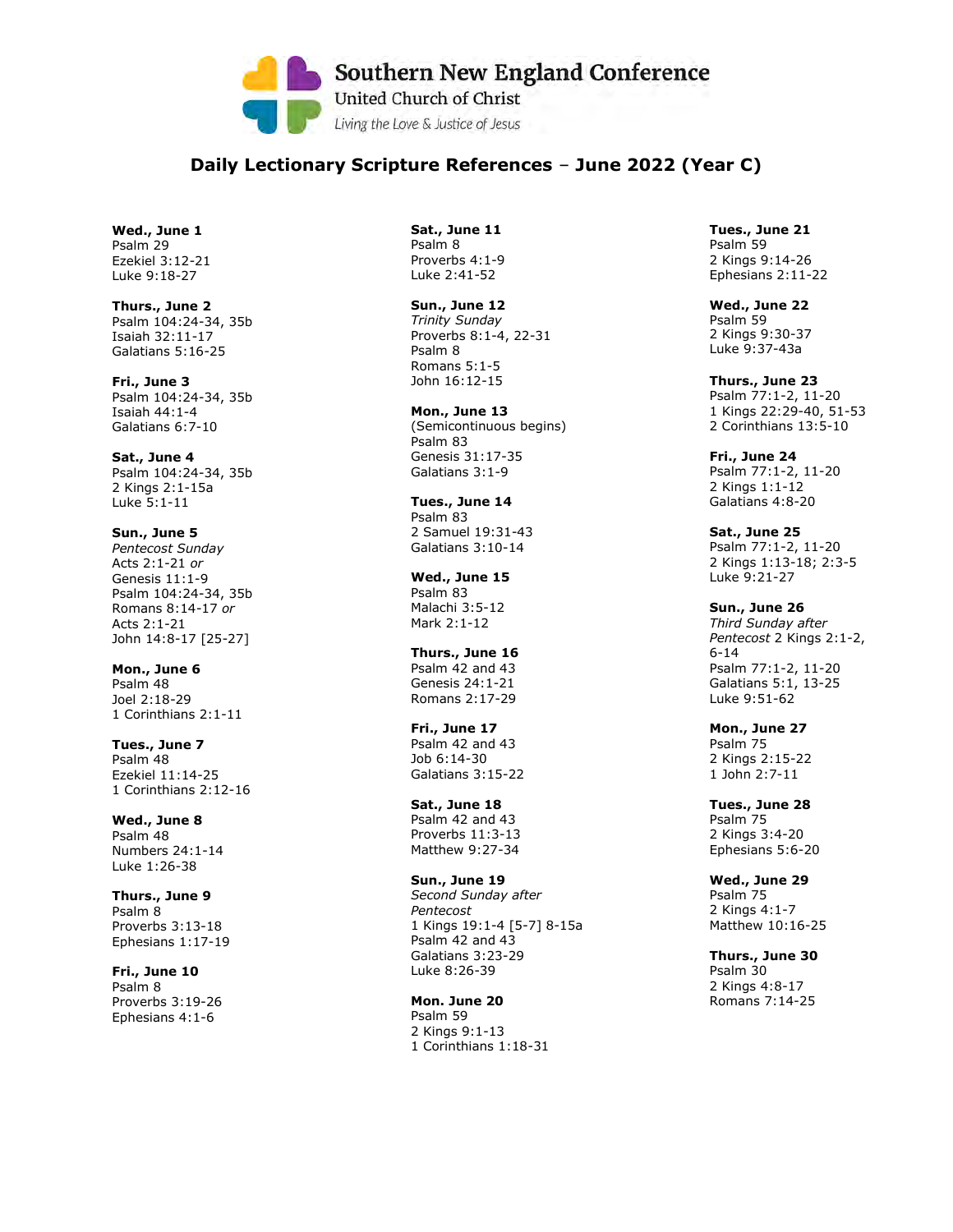Southern New England Conference
United Church of Christ
*Living the Love & Justice of Jesus*

## Daily Lectionary Scripture References – June 2022 (Year C)

**Wed., June 1**
Psalm 29
Ezekiel 3:12-21
Luke 9:18-27

**Thurs., June 2**
Psalm 104:24-34, 35b
Isaiah 32:11-17
Galatians 5:16-25

**Fri., June 3**
Psalm 104:24-34, 35b
Isaiah 44:1-4
Galatians 6:7-10

**Sat., June 4**
Psalm 104:24-34, 35b
2 Kings 2:1-15a
Luke 5:1-11

**Sun., June 5**
*Pentecost Sunday*
Acts 2:1-21 *or*
Genesis 11:1-9
Psalm 104:24-34, 35b
Romans 8:14-17 *or*
Acts 2:1-21
John 14:8-17 [25-27]

**Mon., June 6**
Psalm 48
Joel 2:18-29
1 Corinthians 2:1-11

**Tues., June 7**
Psalm 48
Ezekiel 11:14-25
1 Corinthians 2:12-16

**Wed., June 8**
Psalm 48
Numbers 24:1-14
Luke 1:26-38

**Thurs., June 9**
Psalm 8
Proverbs 3:13-18
Ephesians 1:17-19

**Fri., June 10**
Psalm 8
Proverbs 3:19-26
Ephesians 4:1-6

**Sat., June 11**
Psalm 8
Proverbs 4:1-9
Luke 2:41-52

**Sun., June 12**
*Trinity Sunday*
Proverbs 8:1-4, 22-31
Psalm 8
Romans 5:1-5
John 16:12-15

**Mon., June 13**
(Semicontinuous begins)
Psalm 83
Genesis 31:17-35
Galatians 3:1-9

**Tues., June 14**
Psalm 83
2 Samuel 19:31-43
Galatians 3:10-14

**Wed., June 15**
Psalm 83
Malachi 3:5-12
Mark 2:1-12

**Thurs., June 16**
Psalm 42 and 43
Genesis 24:1-21
Romans 2:17-29

**Fri., June 17**
Psalm 42 and 43
Job 6:14-30
Galatians 3:15-22

**Sat., June 18**
Psalm 42 and 43
Proverbs 11:3-13
Matthew 9:27-34

**Sun., June 19**
*Second Sunday after Pentecost*
1 Kings 19:1-4 [5-7] 8-15a
Psalm 42 and 43
Galatians 3:23-29
Luke 8:26-39

**Mon. June 20**
Psalm 59
2 Kings 9:1-13
1 Corinthians 1:18-31

**Tues., June 21**
Psalm 59
2 Kings 9:14-26
Ephesians 2:11-22

**Wed., June 22**
Psalm 59
2 Kings 9:30-37
Luke 9:37-43a

**Thurs., June 23**
Psalm 77:1-2, 11-20
1 Kings 22:29-40, 51-53
2 Corinthians 13:5-10

**Fri., June 24**
Psalm 77:1-2, 11-20
2 Kings 1:1-12
Galatians 4:8-20

**Sat., June 25**
Psalm 77:1-2, 11-20
2 Kings 1:13-18; 2:3-5
Luke 9:21-27

**Sun., June 26**
*Third Sunday after Pentecost* 2 Kings 2:1-2, 6-14
Psalm 77:1-2, 11-20
Galatians 5:1, 13-25
Luke 9:51-62

**Mon., June 27**
Psalm 75
2 Kings 2:15-22
1 John 2:7-11

**Tues., June 28**
Psalm 75
2 Kings 3:4-20
Ephesians 5:6-20

**Wed., June 29**
Psalm 75
2 Kings 4:1-7
Matthew 10:16-25

**Thurs., June 30**
Psalm 30
2 Kings 4:8-17
Romans 7:14-25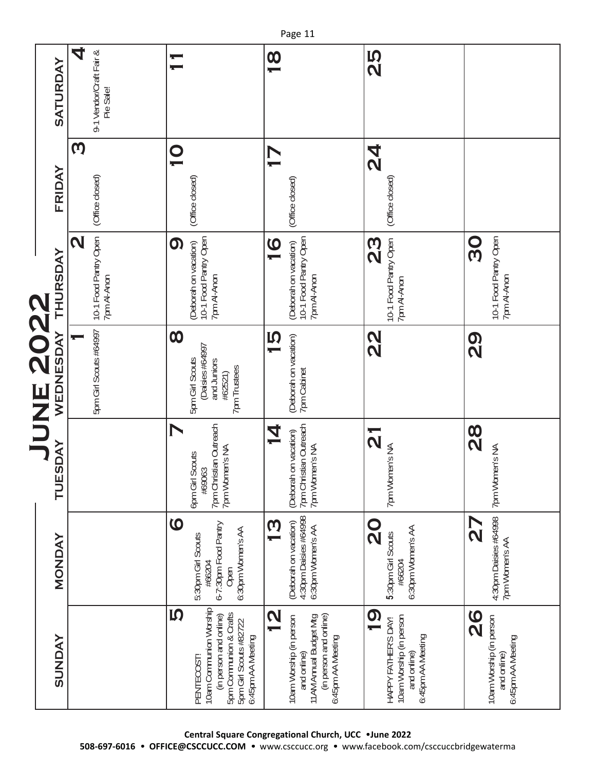# JUNE 2022

| SUNDAY | MONDAY | TUESDAY | WEDNESDAY | THURSDAY | FRIDAY | SATURDAY |
|---|---|---|---|---|---|---|
| | | | **1** 5pm Girl Scouts #64997 | **2** 10-1 Food Pantry Open 7pm Al-Anon | **3** (Office closed) | **4** 9-1 Vendor/Craft Fair & Pie Sale! |
| **5** PENTECOST! 10am Communion Worship (in person and online) 5pm Communion & Crafts 5pm Girl Scouts #82722 6:45pm AA Meeting | **6** 5:30pm Girl Scouts #66204 6-7:30pm Food Pantry Open 6:30pm Women's AA | **7** 6pm Girl Scouts #69063 7pm Christian Outreach 7pm Women's NA | **8** 5pm Girl Scouts (Daisies #64997 and Juniors #62521) 7pm Trustees | **9** (Deborah on vacation) 10-1 Food Pantry Open 7pm Al-Anon | **10** (Office closed) | **11** |
| **12** 10am Worship (in person and online) 11AM Annual Budget Mtg (in person and online) 6:45pm AA Meeting | **13** (Deborah on vacation) 4:30pm Daisies #64998 6:30pm Women's AA | **14** (Deborah on vacation) 7pm Christian Outreach 7pm Women's NA | **15** (Deborah on vacation) 7pm Cabinet | **16** (Deborah on vacation) 10-1 Food Pantry Open 7pm Al-Anon | **17** (Office closed) | **18** |
| **19** HAPPY FATHER'S DAY! 10am Worship (in person and online) 6:45pm AA Meeting | **20** 5:30pm Girl Scouts #66204 6:30pm Women's AA | **21** 7pm Women's NA | **22** | **23** 10-1 Food Pantry Open 7pm Al-Anon | **24** (Office closed) | **25** |
| **26** 10am Worship (in person and online) 6:45pm AA Meeting | **27** 4:30pm Daisies #64998 7pm Women's AA | **28** 7pm Women's NA | **29** | **30** 10-1 Food Pantry Open 7pm Al-Anon | | |

Central Square Congregational Church, UCC •June 2022

508-697-6016 • OFFICE@CSCCUCC.COM • www.csccucc.org • www.facebook.com/csccuccbridgewaterma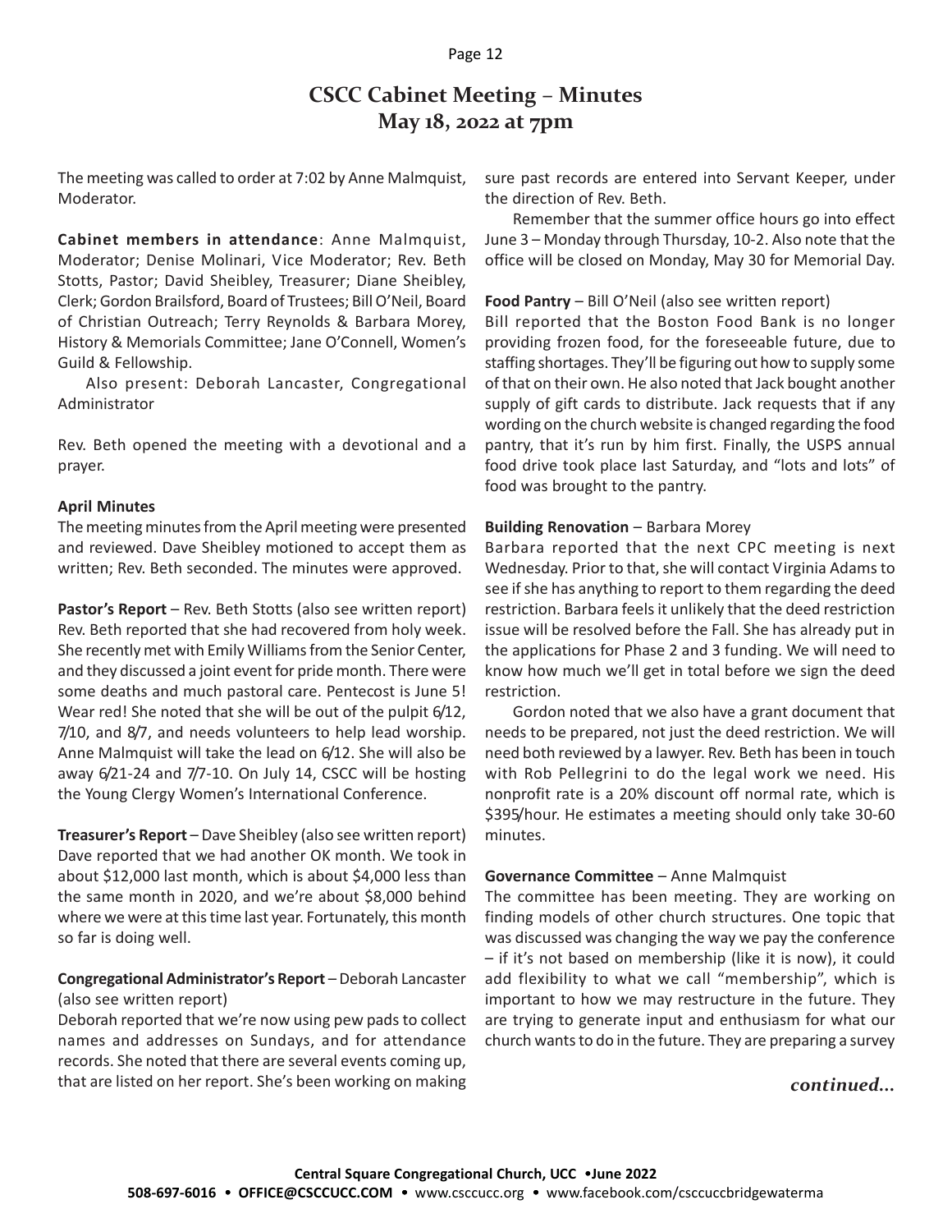# CSCC Cabinet Meeting – Minutes
## May 18, 2022 at 7pm

The meeting was called to order at 7:02 by Anne Malmquist, Moderator.

**Cabinet members in attendance**: Anne Malmquist, Moderator; Denise Molinari, Vice Moderator; Rev. Beth Stotts, Pastor; David Sheibley, Treasurer; Diane Sheibley, Clerk; Gordon Brailsford, Board of Trustees; Bill O'Neil, Board of Christian Outreach; Terry Reynolds & Barbara Morey, History & Memorials Committee; Jane O'Connell, Women's Guild & Fellowship.

Also present: Deborah Lancaster, Congregational Administrator

Rev. Beth opened the meeting with a devotional and a prayer.

**April Minutes**
The meeting minutes from the April meeting were presented and reviewed. Dave Sheibley motioned to accept them as written; Rev. Beth seconded. The minutes were approved.

**Pastor's Report** – Rev. Beth Stotts (also see written report)
Rev. Beth reported that she had recovered from holy week. She recently met with Emily Williams from the Senior Center, and they discussed a joint event for pride month. There were some deaths and much pastoral care. Pentecost is June 5! Wear red! She noted that she will be out of the pulpit 6/12, 7/10, and 8/7, and needs volunteers to help lead worship. Anne Malmquist will take the lead on 6/12. She will also be away 6/21-24 and 7/7-10. On July 14, CSCC will be hosting the Young Clergy Women's International Conference.

**Treasurer's Report** – Dave Sheibley (also see written report)
Dave reported that we had another OK month. We took in about $12,000 last month, which is about $4,000 less than the same month in 2020, and we're about $8,000 behind where we were at this time last year. Fortunately, this month so far is doing well.

**Congregational Administrator's Report** – Deborah Lancaster (also see written report)
Deborah reported that we're now using pew pads to collect names and addresses on Sundays, and for attendance records. She noted that there are several events coming up, that are listed on her report. She's been working on making sure past records are entered into Servant Keeper, under the direction of Rev. Beth.

Remember that the summer office hours go into effect June 3 – Monday through Thursday, 10-2. Also note that the office will be closed on Monday, May 30 for Memorial Day.

**Food Pantry** – Bill O'Neil (also see written report)
Bill reported that the Boston Food Bank is no longer providing frozen food, for the foreseeable future, due to staffing shortages. They'll be figuring out how to supply some of that on their own. He also noted that Jack bought another supply of gift cards to distribute. Jack requests that if any wording on the church website is changed regarding the food pantry, that it's run by him first. Finally, the USPS annual food drive took place last Saturday, and "lots and lots" of food was brought to the pantry.

**Building Renovation** – Barbara Morey
Barbara reported that the next CPC meeting is next Wednesday. Prior to that, she will contact Virginia Adams to see if she has anything to report to them regarding the deed restriction. Barbara feels it unlikely that the deed restriction issue will be resolved before the Fall. She has already put in the applications for Phase 2 and 3 funding. We will need to know how much we'll get in total before we sign the deed restriction.

Gordon noted that we also have a grant document that needs to be prepared, not just the deed restriction. We will need both reviewed by a lawyer. Rev. Beth has been in touch with Rob Pellegrini to do the legal work we need. His nonprofit rate is a 20% discount off normal rate, which is $395/hour. He estimates a meeting should only take 30-60 minutes.

**Governance Committee** – Anne Malmquist
The committee has been meeting. They are working on finding models of other church structures. One topic that was discussed was changing the way we pay the conference – if it's not based on membership (like it is now), it could add flexibility to what we call "membership", which is important to how we may restructure in the future. They are trying to generate input and enthusiasm for what our church wants to do in the future. They are preparing a survey

*continued...*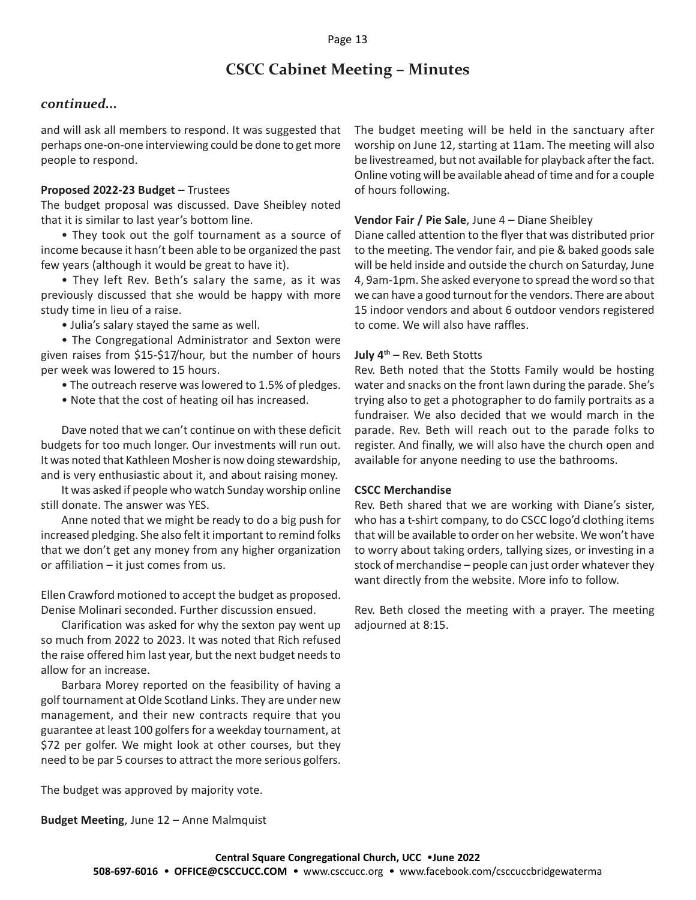# CSCC Cabinet Meeting – Minutes

*continued...*

and will ask all members to respond. It was suggested that perhaps one-on-one interviewing could be done to get more people to respond.

**Proposed 2022-23 Budget** – Trustees

The budget proposal was discussed. Dave Sheibley noted that it is similar to last year's bottom line.

- They took out the golf tournament as a source of income because it hasn't been able to be organized the past few years (although it would be great to have it).
- They left Rev. Beth's salary the same, as it was previously discussed that she would be happy with more study time in lieu of a raise.
- Julia's salary stayed the same as well.
- The Congregational Administrator and Sexton were given raises from \$15-\$17/hour, but the number of hours per week was lowered to 15 hours.
- The outreach reserve was lowered to 1.5% of pledges.
- Note that the cost of heating oil has increased.

Dave noted that we can't continue on with these deficit budgets for too much longer. Our investments will run out. It was noted that Kathleen Mosher is now doing stewardship, and is very enthusiastic about it, and about raising money.

It was asked if people who watch Sunday worship online still donate. The answer was YES.

Anne noted that we might be ready to do a big push for increased pledging. She also felt it important to remind folks that we don't get any money from any higher organization or affiliation – it just comes from us.

Ellen Crawford motioned to accept the budget as proposed. Denise Molinari seconded. Further discussion ensued.

Clarification was asked for why the sexton pay went up so much from 2022 to 2023. It was noted that Rich refused the raise offered him last year, but the next budget needs to allow for an increase.

Barbara Morey reported on the feasibility of having a golf tournament at Olde Scotland Links. They are under new management, and their new contracts require that you guarantee at least 100 golfers for a weekday tournament, at \$72 per golfer. We might look at other courses, but they need to be par 5 courses to attract the more serious golfers.

The budget was approved by majority vote.

**Budget Meeting**, June 12 – Anne Malmquist

The budget meeting will be held in the sanctuary after worship on June 12, starting at 11am. The meeting will also be livestreamed, but not available for playback after the fact. Online voting will be available ahead of time and for a couple of hours following.

**Vendor Fair / Pie Sale**, June 4 – Diane Sheibley

Diane called attention to the flyer that was distributed prior to the meeting. The vendor fair, and pie & baked goods sale will be held inside and outside the church on Saturday, June 4, 9am-1pm. She asked everyone to spread the word so that we can have a good turnout for the vendors. There are about 15 indoor vendors and about 6 outdoor vendors registered to come. We will also have raffles.

**July 4th** – Rev. Beth Stotts

Rev. Beth noted that the Stotts Family would be hosting water and snacks on the front lawn during the parade. She's trying also to get a photographer to do family portraits as a fundraiser. We also decided that we would march in the parade. Rev. Beth will reach out to the parade folks to register. And finally, we will also have the church open and available for anyone needing to use the bathrooms.

**CSCC Merchandise**

Rev. Beth shared that we are working with Diane's sister, who has a t-shirt company, to do CSCC logo'd clothing items that will be available to order on her website. We won't have to worry about taking orders, tallying sizes, or investing in a stock of merchandise – people can just order whatever they want directly from the website. More info to follow.

Rev. Beth closed the meeting with a prayer. The meeting adjourned at 8:15.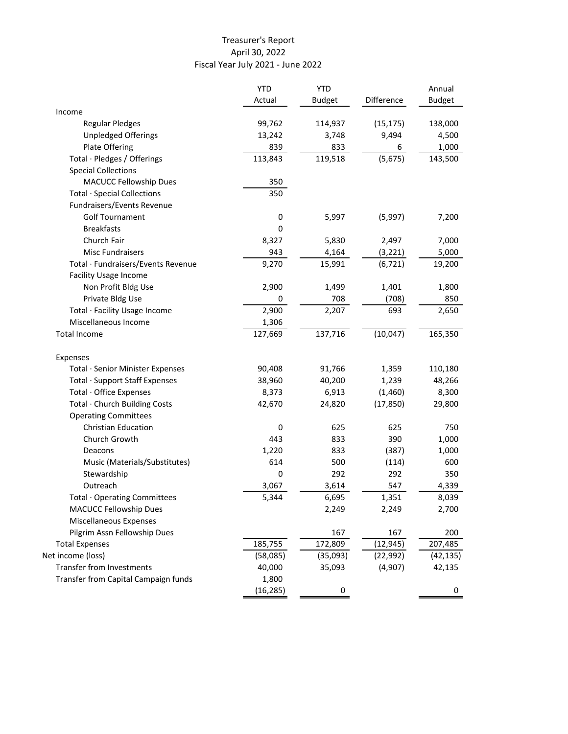# Treasurer's Report
## April 30, 2022
## Fiscal Year July 2021 - June 2022

| | YTD Actual | YTD Budget | Difference | Annual Budget |
|---|---|---|---|---|
| Income | | | | |
| Regular Pledges | 99,762 | 114,937 | (15,175) | 138,000 |
| Unpledged Offerings | 13,242 | 3,748 | 9,494 | 4,500 |
| Plate Offering | 839 | 833 | 6 | 1,000 |
| Total · Pledges / Offerings | 113,843 | 119,518 | (5,675) | 143,500 |
| Special Collections | | | | |
| MACUCC Fellowship Dues | 350 | | | |
| Total · Special Collections | 350 | | | |
| Fundraisers/Events Revenue | | | | |
| Golf Tournament | 0 | 5,997 | (5,997) | 7,200 |
| Breakfasts | 0 | | | |
| Church Fair | 8,327 | 5,830 | 2,497 | 7,000 |
| Misc Fundraisers | 943 | 4,164 | (3,221) | 5,000 |
| Total · Fundraisers/Events Revenue | 9,270 | 15,991 | (6,721) | 19,200 |
| Facility Usage Income | | | | |
| Non Profit Bldg Use | 2,900 | 1,499 | 1,401 | 1,800 |
| Private Bldg Use | 0 | 708 | (708) | 850 |
| Total · Facility Usage Income | 2,900 | 2,207 | 693 | 2,650 |
| Miscellaneous Income | 1,306 | | | |
| Total Income | 127,669 | 137,716 | (10,047) | 165,350 |
| | | | | |
| Expenses | | | | |
| Total · Senior Minister Expenses | 90,408 | 91,766 | 1,359 | 110,180 |
| Total · Support Staff Expenses | 38,960 | 40,200 | 1,239 | 48,266 |
| Total · Office Expenses | 8,373 | 6,913 | (1,460) | 8,300 |
| Total · Church Building Costs | 42,670 | 24,820 | (17,850) | 29,800 |
| Operating Committees | | | | |
| Christian Education | 0 | 625 | 625 | 750 |
| Church Growth | 443 | 833 | 390 | 1,000 |
| Deacons | 1,220 | 833 | (387) | 1,000 |
| Music (Materials/Substitutes) | 614 | 500 | (114) | 600 |
| Stewardship | 0 | 292 | 292 | 350 |
| Outreach | 3,067 | 3,614 | 547 | 4,339 |
| Total · Operating Committees | 5,344 | 6,695 | 1,351 | 8,039 |
| MACUCC Fellowship Dues | | 2,249 | 2,249 | 2,700 |
| Miscellaneous Expenses | | | | |
| Pilgrim Assn Fellowship Dues | | 167 | 167 | 200 |
| Total Expenses | 185,755 | 172,809 | (12,945) | 207,485 |
| Net income (loss) | (58,085) | (35,093) | (22,992) | (42,135) |
| Transfer from Investments | 40,000 | 35,093 | (4,907) | 42,135 |
| Transfer from Capital Campaign funds | 1,800 | | | |
| | (16,285) | 0 | | 0 |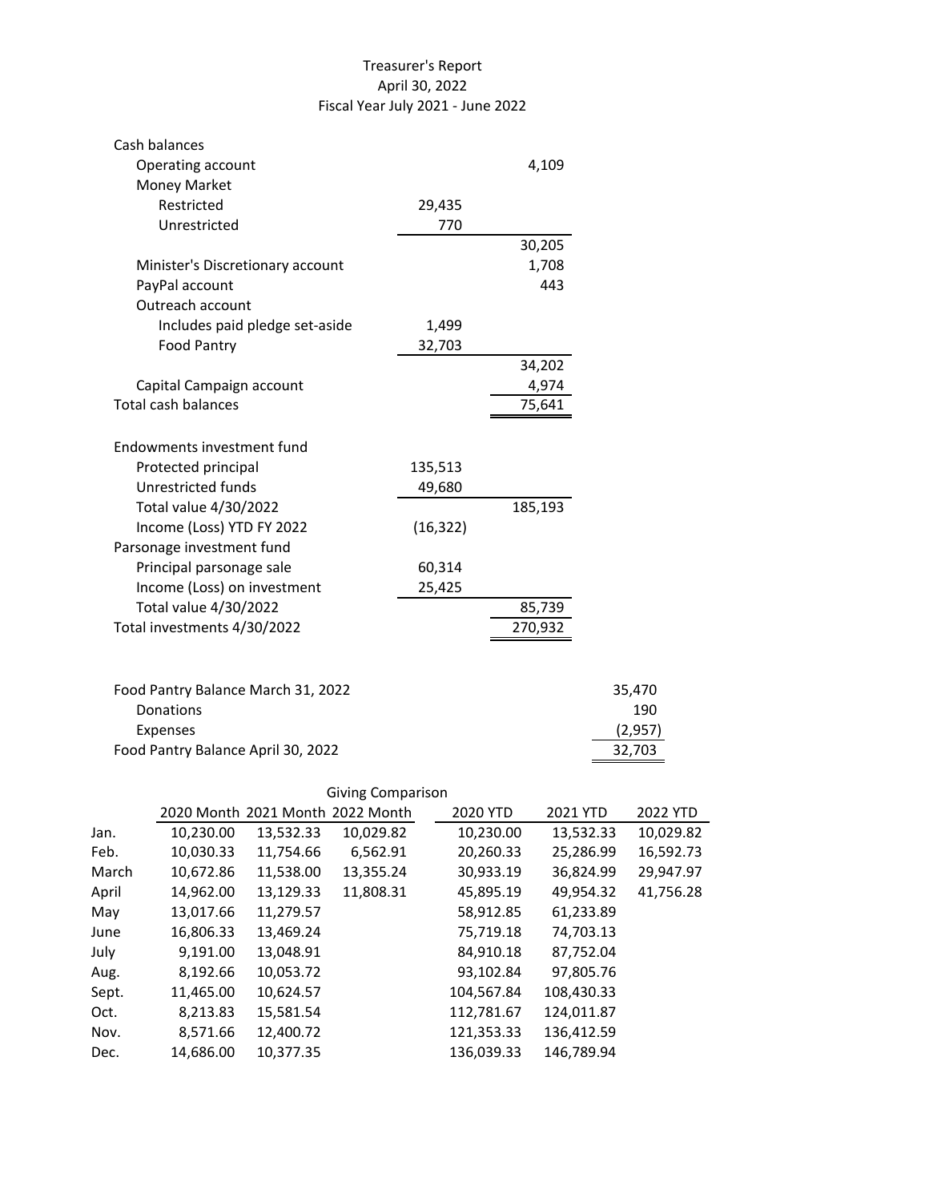# Treasurer's Report
## April 30, 2022
## Fiscal Year July 2021 - June 2022

| | | |
|---|---|---|
| **Cash balances** | | |
| Operating account | | 4,109 |
| Money Market | | |
| Restricted | 29,435 | |
| Unrestricted | 770 | |
| | | 30,205 |
| Minister's Discretionary account | | 1,708 |
| PayPal account | | 443 |
| Outreach account | | |
| Includes paid pledge set-aside | 1,499 | |
| Food Pantry | 32,703 | |
| | | 34,202 |
| Capital Campaign account | | 4,974 |
| Total cash balances | | 75,641 |
| | | |
| **Endowments investment fund** | | |
| Protected principal | 135,513 | |
| Unrestricted funds | 49,680 | |
| Total value 4/30/2022 | | 185,193 |
| Income (Loss) YTD FY 2022 | (16,322) | |
| **Parsonage investment fund** | | |
| Principal parsonage sale | 60,314 | |
| Income (Loss) on investment | 25,425 | |
| Total value 4/30/2022 | | 85,739 |
| Total investments 4/30/2022 | | 270,932 |

| | |
|---|---|
| Food Pantry Balance March 31, 2022 | 35,470 |
| Donations | 190 |
| Expenses | (2,957) |
| Food Pantry Balance April 30, 2022 | 32,703 |

### Giving Comparison

| | 2020 Month | 2021 Month | 2022 Month | 2020 YTD | 2021 YTD | 2022 YTD |
|---|---|---|---|---|---|---|
| Jan. | 10,230.00 | 13,532.33 | 10,029.82 | 10,230.00 | 13,532.33 | 10,029.82 |
| Feb. | 10,030.33 | 11,754.66 | 6,562.91 | 20,260.33 | 25,286.99 | 16,592.73 |
| March | 10,672.86 | 11,538.00 | 13,355.24 | 30,933.19 | 36,824.99 | 29,947.97 |
| April | 14,962.00 | 13,129.33 | 11,808.31 | 45,895.19 | 49,954.32 | 41,756.28 |
| May | 13,017.66 | 11,279.57 | | 58,912.85 | 61,233.89 | |
| June | 16,806.33 | 13,469.24 | | 75,719.18 | 74,703.13 | |
| July | 9,191.00 | 13,048.91 | | 84,910.18 | 87,752.04 | |
| Aug. | 8,192.66 | 10,053.72 | | 93,102.84 | 97,805.76 | |
| Sept. | 11,465.00 | 10,624.57 | | 104,567.84 | 108,430.33 | |
| Oct. | 8,213.83 | 15,581.54 | | 112,781.67 | 124,011.87 | |
| Nov. | 8,571.66 | 12,400.72 | | 121,353.33 | 136,412.59 | |
| Dec. | 14,686.00 | 10,377.35 | | 136,039.33 | 146,789.94 | |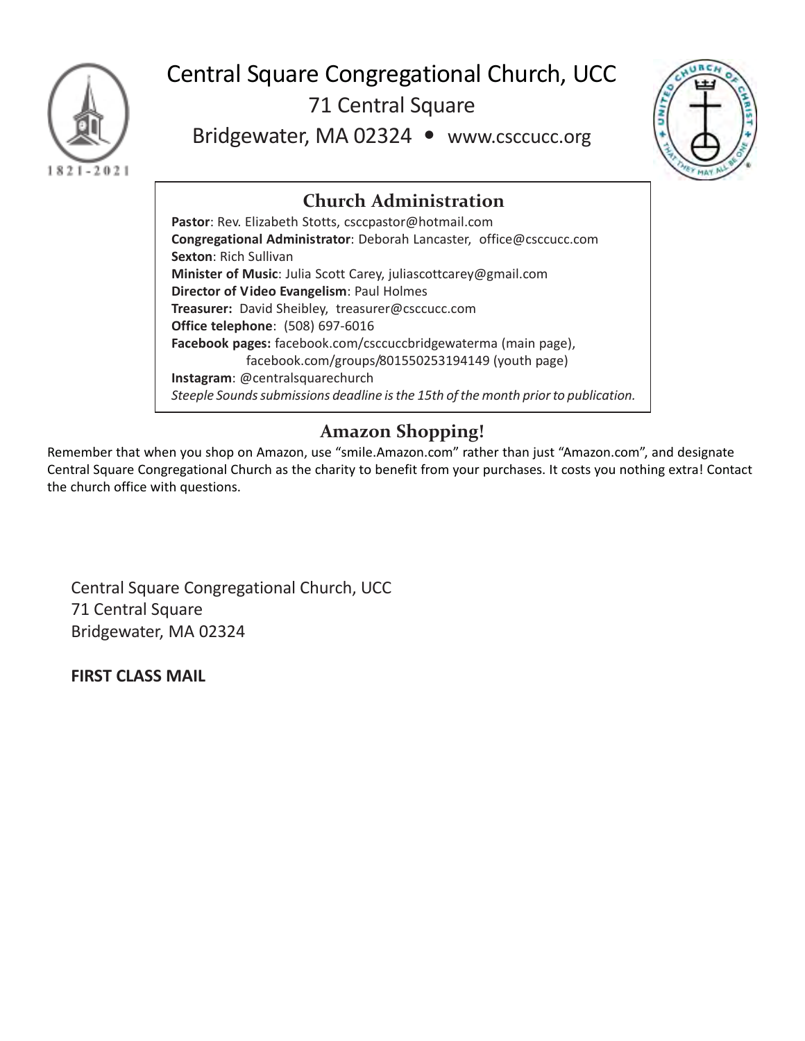# Central Square Congregational Church, UCC

71 Central Square

Bridgewater, MA 02324 • www.csccucc.org

1821-2021

## Church Administration

**Pastor**: Rev. Elizabeth Stotts, csccpastor@hotmail.com
**Congregational Administrator**: Deborah Lancaster, office@csccucc.com
**Sexton**: Rich Sullivan
**Minister of Music**: Julia Scott Carey, juliascottcarey@gmail.com
**Director of Video Evangelism**: Paul Holmes
**Treasurer:** David Sheibley, treasurer@csccucc.com
**Office telephone**: (508) 697-6016
**Facebook pages:** facebook.com/csccuccbridgewaterma (main page),
facebook.com/groups/801550253194149 (youth page)
**Instagram**: @centralsquarechurch
*Steeple Sounds submissions deadline is the 15th of the month prior to publication.*

## Amazon Shopping!

Remember that when you shop on Amazon, use "smile.Amazon.com" rather than just "Amazon.com", and designate Central Square Congregational Church as the charity to benefit from your purchases. It costs you nothing extra! Contact the church office with questions.

Central Square Congregational Church, UCC
71 Central Square
Bridgewater, MA 02324

**FIRST CLASS MAIL**